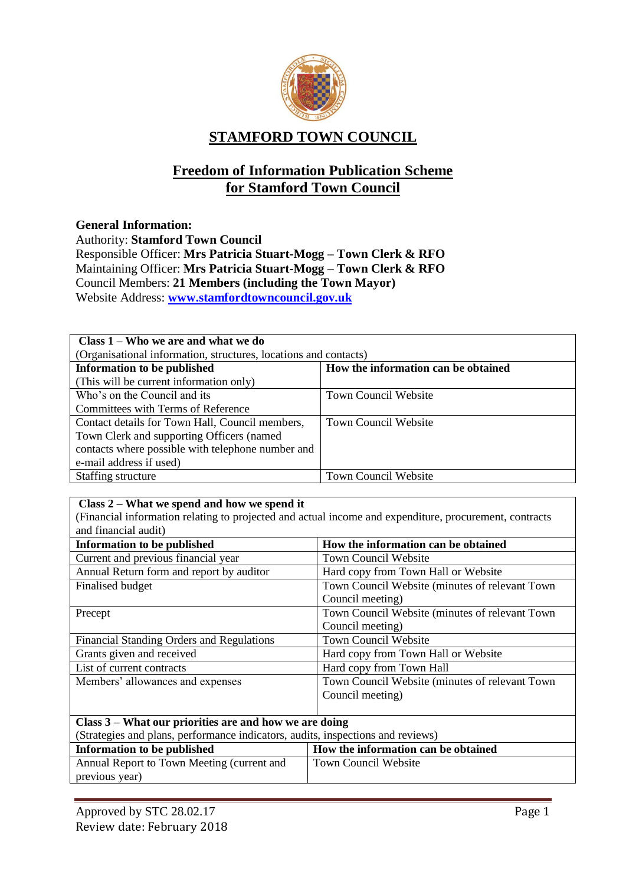# STAMFORD TOWN COUNCIL

## Freedom of Information Publication Scheme for Stamford Town Council

**General Information:**
Authority: **Stamford Town Council**
Responsible Officer: **Mrs Patricia Stuart-Mogg – Town Clerk & RFO**
Maintaining Officer: **Mrs Patricia Stuart-Mogg – Town Clerk & RFO**
Council Members: **21 Members (including the Town Mayor)**
Website Address: **www.stamfordtowncouncil.gov.uk**

| **Class 1 – Who we are and what we do** (Organisational information, structures, locations and contacts) | |
|---|---|
| **Information to be published** (This will be current information only) | **How the information can be obtained** |
| Who's on the Council and its Committees with Terms of Reference | Town Council Website |
| Contact details for Town Hall, Council members, Town Clerk and supporting Officers (named contacts where possible with telephone number and e-mail address if used) | Town Council Website |
| Staffing structure | Town Council Website |

| **Class 2 – What we spend and how we spend it** (Financial information relating to projected and actual income and expenditure, procurement, contracts and financial audit) | |
|---|---|
| **Information to be published** | **How the information can be obtained** |
| Current and previous financial year | Town Council Website |
| Annual Return form and report by auditor | Hard copy from Town Hall or Website |
| Finalised budget | Town Council Website (minutes of relevant Town Council meeting) |
| Precept | Town Council Website (minutes of relevant Town Council meeting) |
| Financial Standing Orders and Regulations | Town Council Website |
| Grants given and received | Hard copy from Town Hall or Website |
| List of current contracts | Hard copy from Town Hall |
| Members' allowances and expenses | Town Council Website (minutes of relevant Town Council meeting) |

| **Class 3 – What our priorities are and how we are doing** (Strategies and plans, performance indicators, audits, inspections and reviews) | |
|---|---|
| **Information to be published** | **How the information can be obtained** |
| Annual Report to Town Meeting (current and previous year) | Town Council Website |

Approved by STC 28.02.17
Review date: February 2018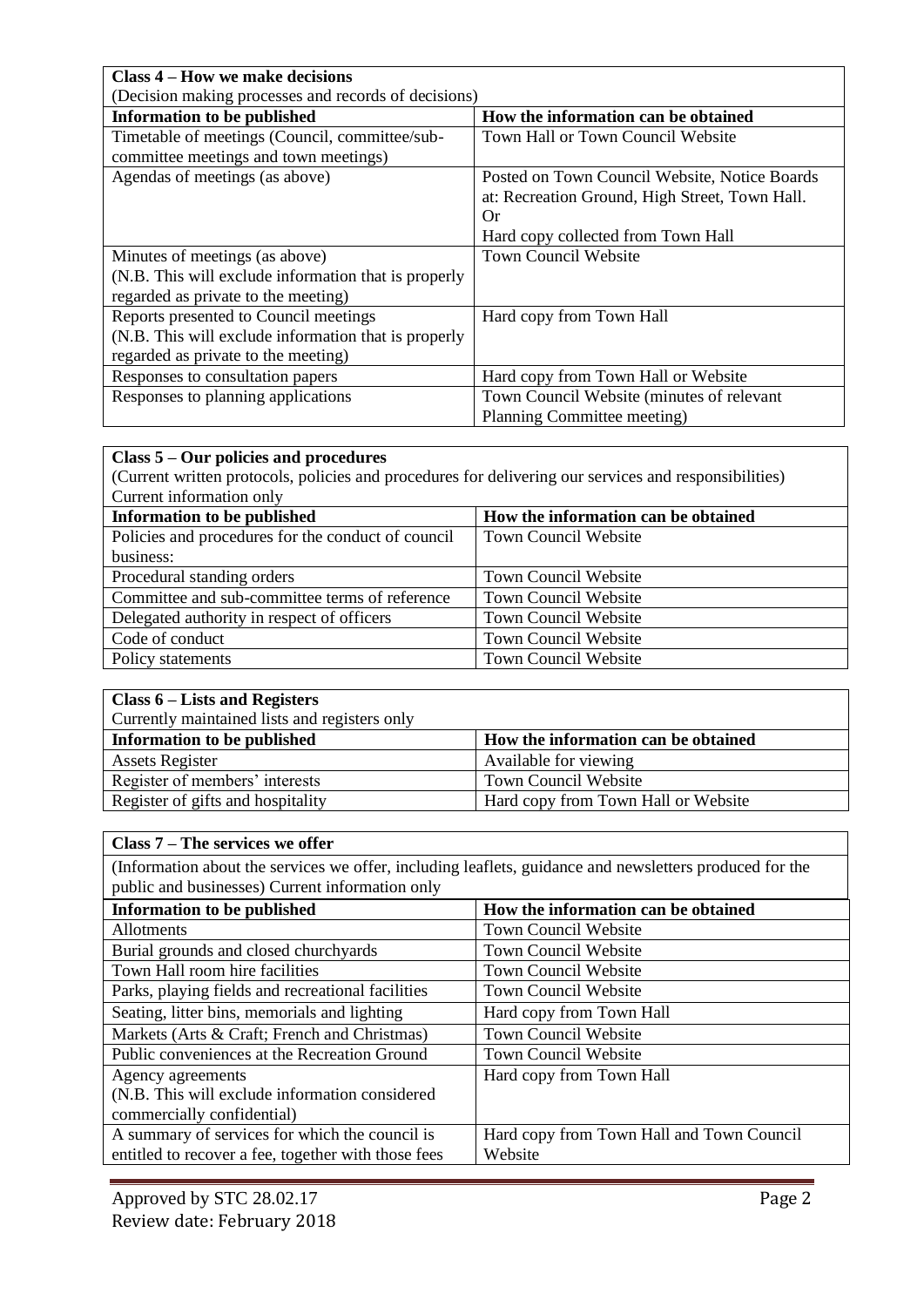| Class 4 – How we make decisions | |
|---|---|
| (Decision making processes and records of decisions) | |
| **Information to be published** | **How the information can be obtained** |
| Timetable of meetings (Council, committee/sub-committee meetings and town meetings) | Town Hall or Town Council Website |
| Agendas of meetings (as above) | Posted on Town Council Website, Notice Boards at: Recreation Ground, High Street, Town Hall. Or Hard copy collected from Town Hall |
| Minutes of meetings (as above) (N.B. This will exclude information that is properly regarded as private to the meeting) | Town Council Website |
| Reports presented to Council meetings (N.B. This will exclude information that is properly regarded as private to the meeting) | Hard copy from Town Hall |
| Responses to consultation papers | Hard copy from Town Hall or Website |
| Responses to planning applications | Town Council Website (minutes of relevant Planning Committee meeting) |

| Class 5 – Our policies and procedures | |
|---|---|
| (Current written protocols, policies and procedures for delivering our services and responsibilities) Current information only | |
| **Information to be published** | **How the information can be obtained** |
| Policies and procedures for the conduct of council business: | Town Council Website |
| Procedural standing orders | Town Council Website |
| Committee and sub-committee terms of reference | Town Council Website |
| Delegated authority in respect of officers | Town Council Website |
| Code of conduct | Town Council Website |
| Policy statements | Town Council Website |

| Class 6 – Lists and Registers | |
|---|---|
| Currently maintained lists and registers only | |
| **Information to be published** | **How the information can be obtained** |
| Assets Register | Available for viewing |
| Register of members' interests | Town Council Website |
| Register of gifts and hospitality | Hard copy from Town Hall or Website |

| Class 7 – The services we offer | |
|---|---|
| (Information about the services we offer, including leaflets, guidance and newsletters produced for the public and businesses) Current information only | |
| **Information to be published** | **How the information can be obtained** |
| Allotments | Town Council Website |
| Burial grounds and closed churchyards | Town Council Website |
| Town Hall room hire facilities | Town Council Website |
| Parks, playing fields and recreational facilities | Town Council Website |
| Seating, litter bins, memorials and lighting | Hard copy from Town Hall |
| Markets (Arts & Craft; French and Christmas) | Town Council Website |
| Public conveniences at the Recreation Ground | Town Council Website |
| Agency agreements (N.B. This will exclude information considered commercially confidential) | Hard copy from Town Hall |
| A summary of services for which the council is entitled to recover a fee, together with those fees | Hard copy from Town Hall and Town Council Website |

Approved by STC 28.02.17
Review date: February 2018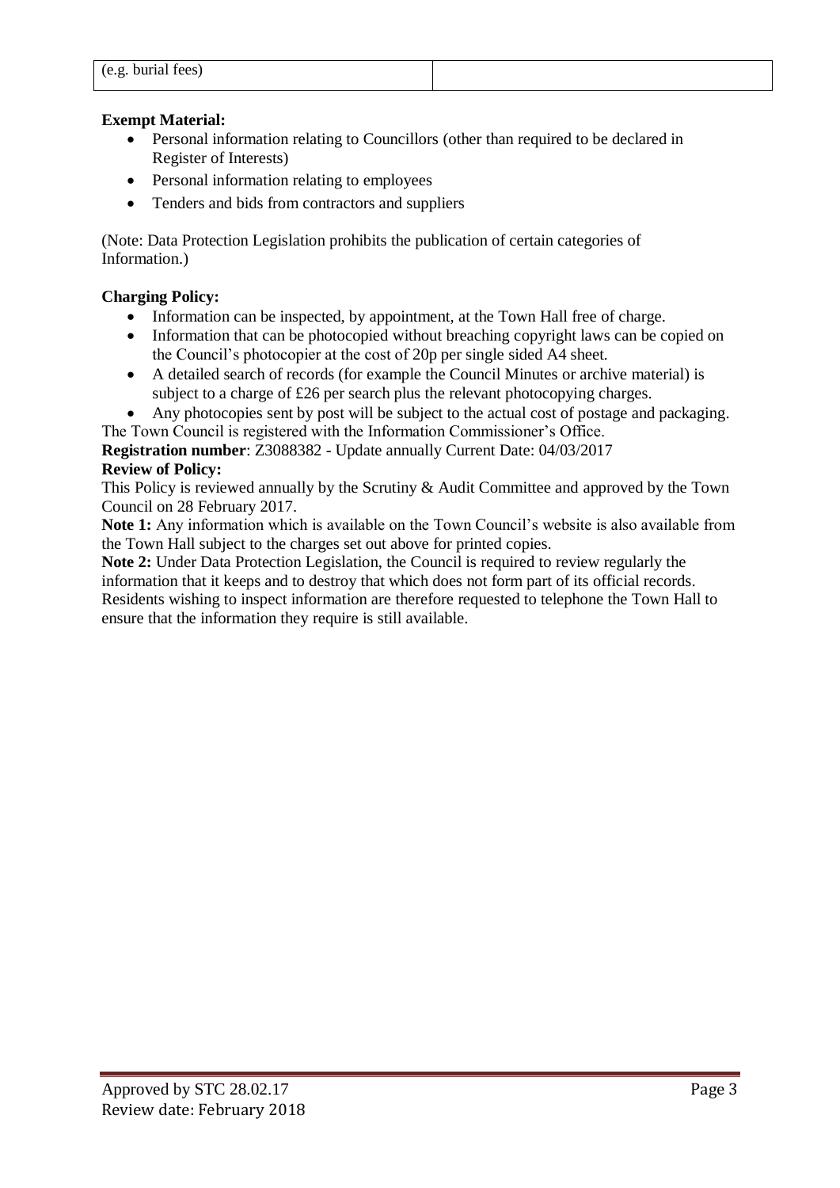| | |
|---|---|
| (e.g. burial fees) | |

**Exempt Material:**

- Personal information relating to Councillors (other than required to be declared in Register of Interests)
- Personal information relating to employees
- Tenders and bids from contractors and suppliers

(Note: Data Protection Legislation prohibits the publication of certain categories of Information.)

**Charging Policy:**

- Information can be inspected, by appointment, at the Town Hall free of charge.
- Information that can be photocopied without breaching copyright laws can be copied on the Council's photocopier at the cost of 20p per single sided A4 sheet.
- A detailed search of records (for example the Council Minutes or archive material) is subject to a charge of £26 per search plus the relevant photocopying charges.
- Any photocopies sent by post will be subject to the actual cost of postage and packaging.

The Town Council is registered with the Information Commissioner's Office.

**Registration number**: Z3088382 - Update annually Current Date: 04/03/2017

**Review of Policy:**

This Policy is reviewed annually by the Scrutiny & Audit Committee and approved by the Town Council on 28 February 2017.

**Note 1:** Any information which is available on the Town Council's website is also available from the Town Hall subject to the charges set out above for printed copies.

**Note 2:** Under Data Protection Legislation, the Council is required to review regularly the information that it keeps and to destroy that which does not form part of its official records. Residents wishing to inspect information are therefore requested to telephone the Town Hall to ensure that the information they require is still available.

Approved by STC 28.02.17
Review date: February 2018